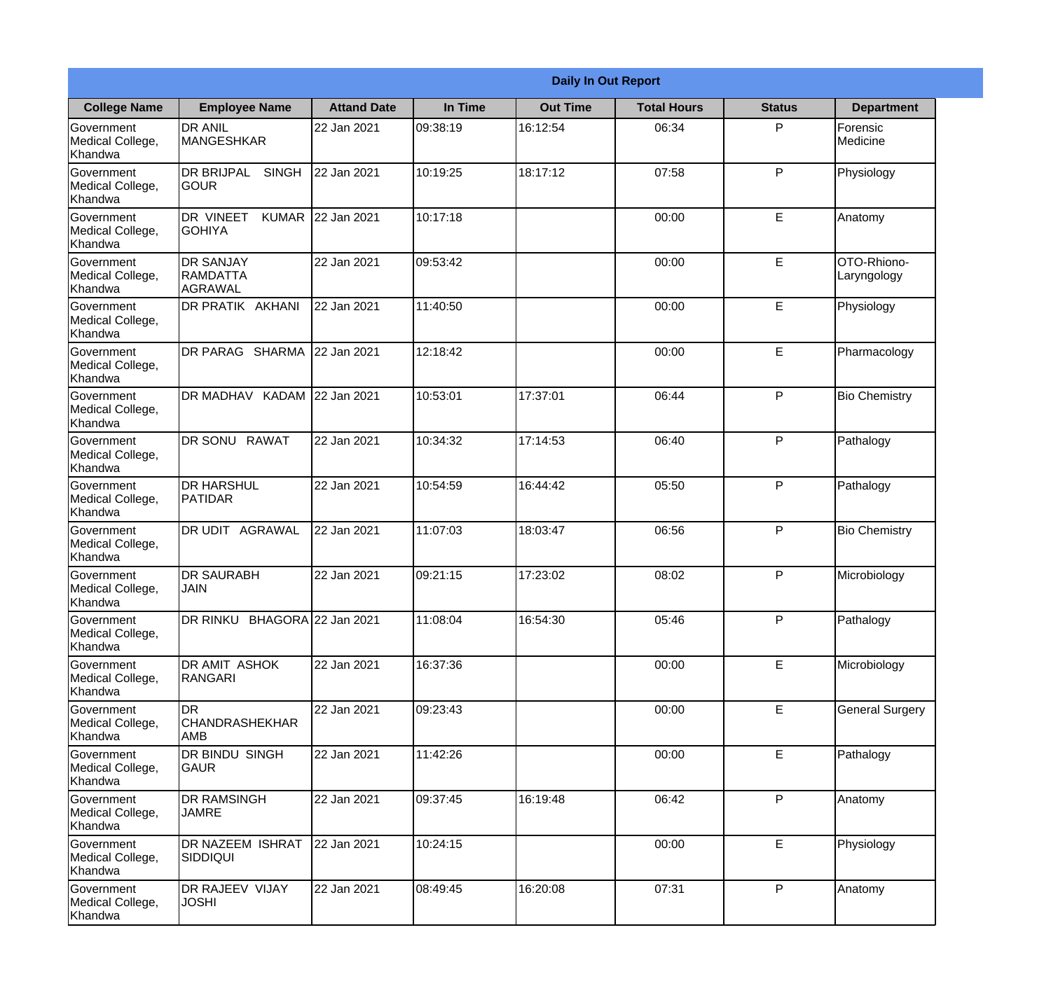# Daily In Out Report

| College Name | Employee Name | Attand Date | In Time | Out Time | Total Hours | Status | Department |
|---|---|---|---|---|---|---|---|
| Government Medical College, Khandwa | DR ANIL MANGESHKAR | 22 Jan 2021 | 09:38:19 | 16:12:54 | 06:34 | P | Forensic Medicine |
| Government Medical College, Khandwa | DR BRIJPAL SINGH GOUR | 22 Jan 2021 | 10:19:25 | 18:17:12 | 07:58 | P | Physiology |
| Government Medical College, Khandwa | DR VINEET KUMAR GOHIYA | 22 Jan 2021 | 10:17:18 | | 00:00 | E | Anatomy |
| Government Medical College, Khandwa | DR SANJAY RAMDATTA AGRAWAL | 22 Jan 2021 | 09:53:42 | | 00:00 | E | OTO-Rhiono-Laryngology |
| Government Medical College, Khandwa | DR PRATIK AKHANI | 22 Jan 2021 | 11:40:50 | | 00:00 | E | Physiology |
| Government Medical College, Khandwa | DR PARAG SHARMA | 22 Jan 2021 | 12:18:42 | | 00:00 | E | Pharmacology |
| Government Medical College, Khandwa | DR MADHAV KADAM | 22 Jan 2021 | 10:53:01 | 17:37:01 | 06:44 | P | Bio Chemistry |
| Government Medical College, Khandwa | DR SONU RAWAT | 22 Jan 2021 | 10:34:32 | 17:14:53 | 06:40 | P | Pathalogy |
| Government Medical College, Khandwa | DR HARSHUL PATIDAR | 22 Jan 2021 | 10:54:59 | 16:44:42 | 05:50 | P | Pathalogy |
| Government Medical College, Khandwa | DR UDIT AGRAWAL | 22 Jan 2021 | 11:07:03 | 18:03:47 | 06:56 | P | Bio Chemistry |
| Government Medical College, Khandwa | DR SAURABH JAIN | 22 Jan 2021 | 09:21:15 | 17:23:02 | 08:02 | P | Microbiology |
| Government Medical College, Khandwa | DR RINKU BHAGORA | 22 Jan 2021 | 11:08:04 | 16:54:30 | 05:46 | P | Pathalogy |
| Government Medical College, Khandwa | DR AMIT ASHOK RANGARI | 22 Jan 2021 | 16:37:36 | | 00:00 | E | Microbiology |
| Government Medical College, Khandwa | DR CHANDRASHEKHAR AMB | 22 Jan 2021 | 09:23:43 | | 00:00 | E | General Surgery |
| Government Medical College, Khandwa | DR BINDU SINGH GAUR | 22 Jan 2021 | 11:42:26 | | 00:00 | E | Pathalogy |
| Government Medical College, Khandwa | DR RAMSINGH JAMRE | 22 Jan 2021 | 09:37:45 | 16:19:48 | 06:42 | P | Anatomy |
| Government Medical College, Khandwa | DR NAZEEM ISHRAT SIDDIQUI | 22 Jan 2021 | 10:24:15 | | 00:00 | E | Physiology |
| Government Medical College, Khandwa | DR RAJEEV VIJAY JOSHI | 22 Jan 2021 | 08:49:45 | 16:20:08 | 07:31 | P | Anatomy |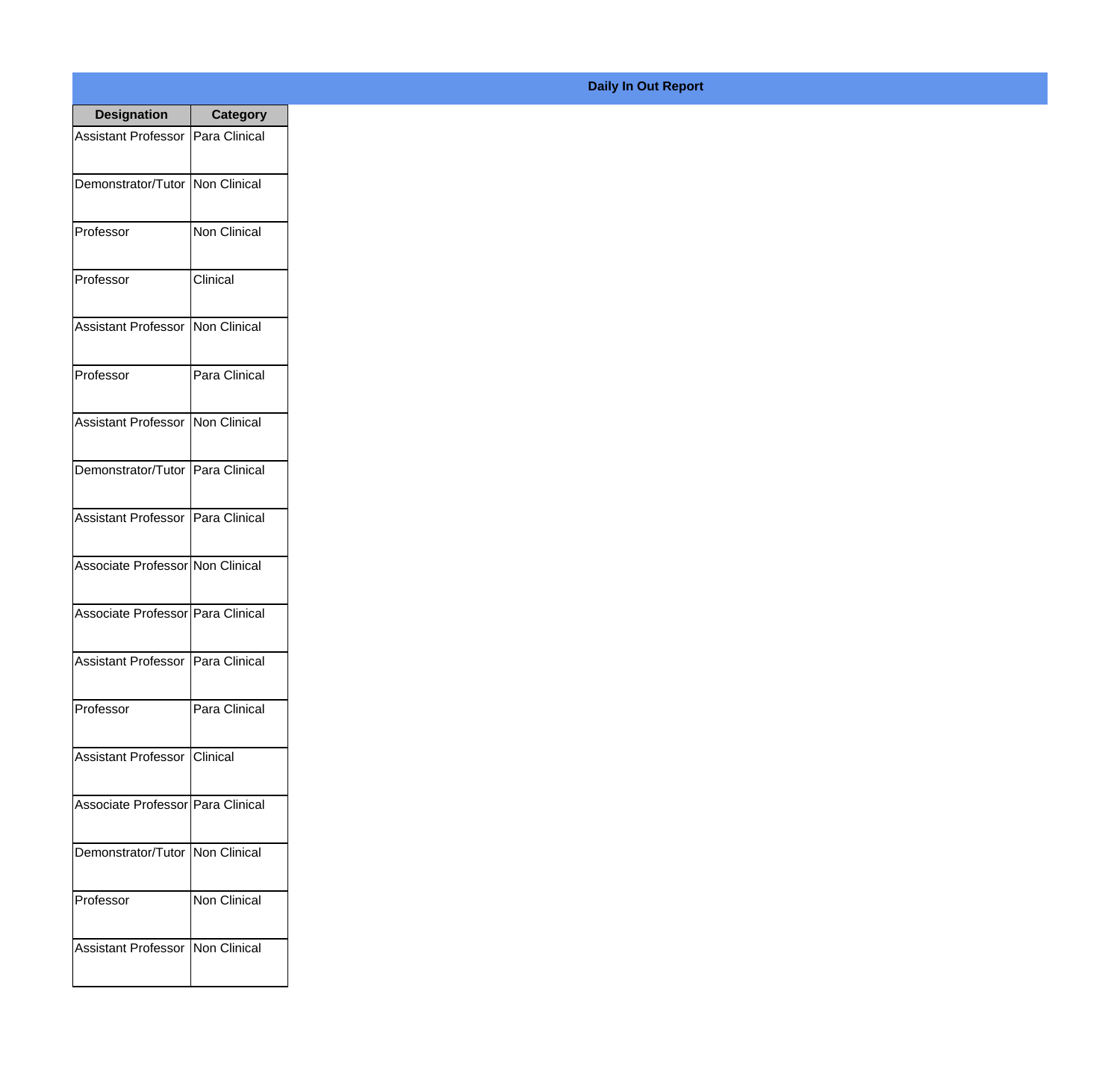**Daily In Out Report**

| Designation | Category |
|---|---|
| Assistant Professor | Para Clinical |
| Demonstrator/Tutor | Non Clinical |
| Professor | Non Clinical |
| Professor | Clinical |
| Assistant Professor | Non Clinical |
| Professor | Para Clinical |
| Assistant Professor | Non Clinical |
| Demonstrator/Tutor | Para Clinical |
| Assistant Professor | Para Clinical |
| Associate Professor | Non Clinical |
| Associate Professor | Para Clinical |
| Assistant Professor | Para Clinical |
| Professor | Para Clinical |
| Assistant Professor | Clinical |
| Associate Professor | Para Clinical |
| Demonstrator/Tutor | Non Clinical |
| Professor | Non Clinical |
| Assistant Professor | Non Clinical |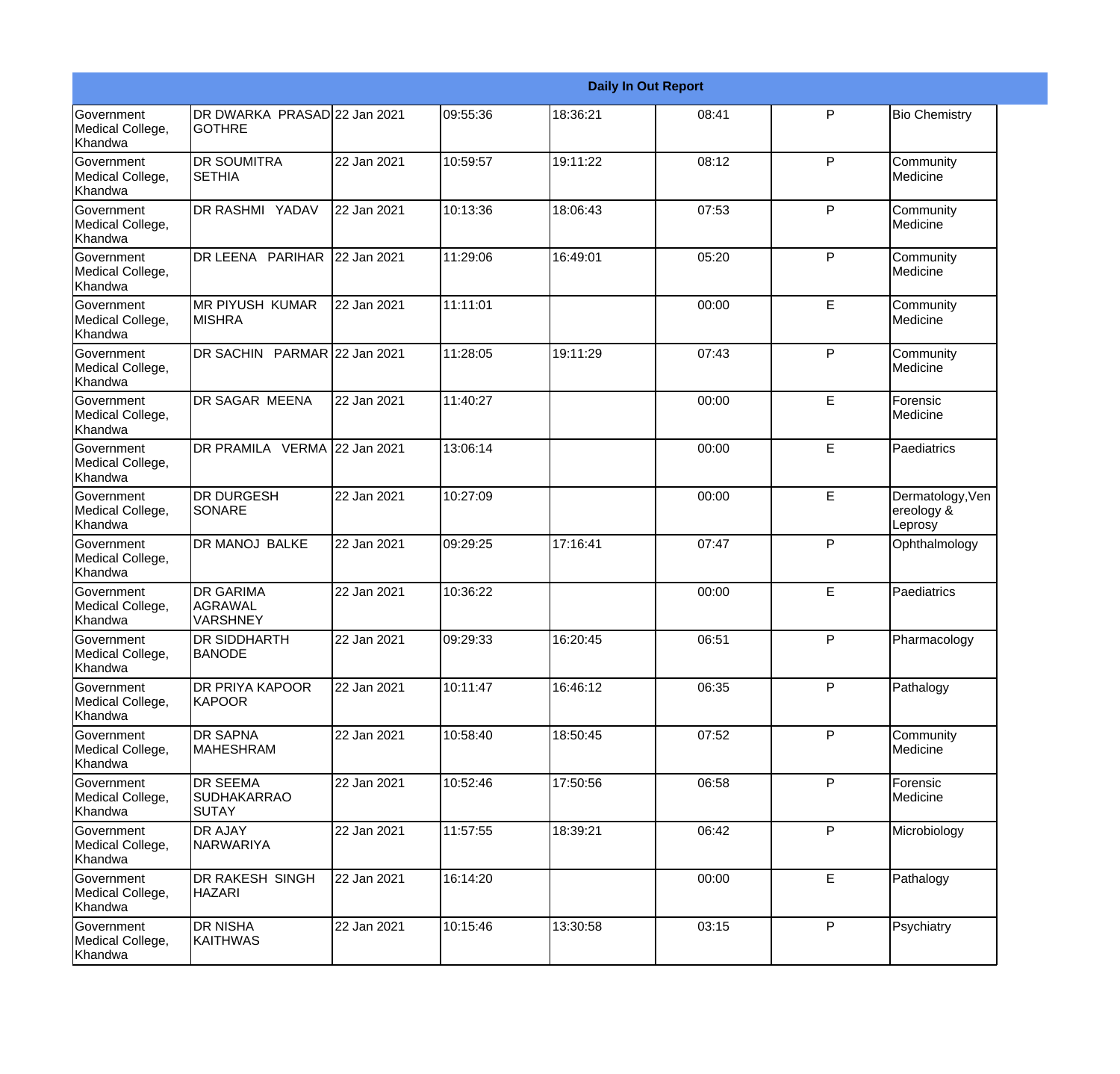| Daily In Out Report | | | | | | | |
|---|---|---|---|---|---|---|---|
| Government Medical College, Khandwa | DR DWARKA PRASAD GOTHRE | 22 Jan 2021 | 09:55:36 | 18:36:21 | 08:41 | P | Bio Chemistry |
| Government Medical College, Khandwa | DR SOUMITRA SETHIA | 22 Jan 2021 | 10:59:57 | 19:11:22 | 08:12 | P | Community Medicine |
| Government Medical College, Khandwa | DR RASHMI YADAV | 22 Jan 2021 | 10:13:36 | 18:06:43 | 07:53 | P | Community Medicine |
| Government Medical College, Khandwa | DR LEENA PARIHAR | 22 Jan 2021 | 11:29:06 | 16:49:01 | 05:20 | P | Community Medicine |
| Government Medical College, Khandwa | MR PIYUSH KUMAR MISHRA | 22 Jan 2021 | 11:11:01 | | 00:00 | E | Community Medicine |
| Government Medical College, Khandwa | DR SACHIN PARMAR | 22 Jan 2021 | 11:28:05 | 19:11:29 | 07:43 | P | Community Medicine |
| Government Medical College, Khandwa | DR SAGAR MEENA | 22 Jan 2021 | 11:40:27 | | 00:00 | E | Forensic Medicine |
| Government Medical College, Khandwa | DR PRAMILA VERMA | 22 Jan 2021 | 13:06:14 | | 00:00 | E | Paediatrics |
| Government Medical College, Khandwa | DR DURGESH SONARE | 22 Jan 2021 | 10:27:09 | | 00:00 | E | Dermatology,Venereology & Leprosy |
| Government Medical College, Khandwa | DR MANOJ BALKE | 22 Jan 2021 | 09:29:25 | 17:16:41 | 07:47 | P | Ophthalmology |
| Government Medical College, Khandwa | DR GARIMA AGRAWAL VARSHNEY | 22 Jan 2021 | 10:36:22 | | 00:00 | E | Paediatrics |
| Government Medical College, Khandwa | DR SIDDHARTH BANODE | 22 Jan 2021 | 09:29:33 | 16:20:45 | 06:51 | P | Pharmacology |
| Government Medical College, Khandwa | DR PRIYA KAPOOR KAPOOR | 22 Jan 2021 | 10:11:47 | 16:46:12 | 06:35 | P | Pathalogy |
| Government Medical College, Khandwa | DR SAPNA MAHESHRAM | 22 Jan 2021 | 10:58:40 | 18:50:45 | 07:52 | P | Community Medicine |
| Government Medical College, Khandwa | DR SEEMA SUDHAKARRAO SUTAY | 22 Jan 2021 | 10:52:46 | 17:50:56 | 06:58 | P | Forensic Medicine |
| Government Medical College, Khandwa | DR AJAY NARWARIYA | 22 Jan 2021 | 11:57:55 | 18:39:21 | 06:42 | P | Microbiology |
| Government Medical College, Khandwa | DR RAKESH SINGH HAZARI | 22 Jan 2021 | 16:14:20 | | 00:00 | E | Pathalogy |
| Government Medical College, Khandwa | DR NISHA KAITHWAS | 22 Jan 2021 | 10:15:46 | 13:30:58 | 03:15 | P | Psychiatry |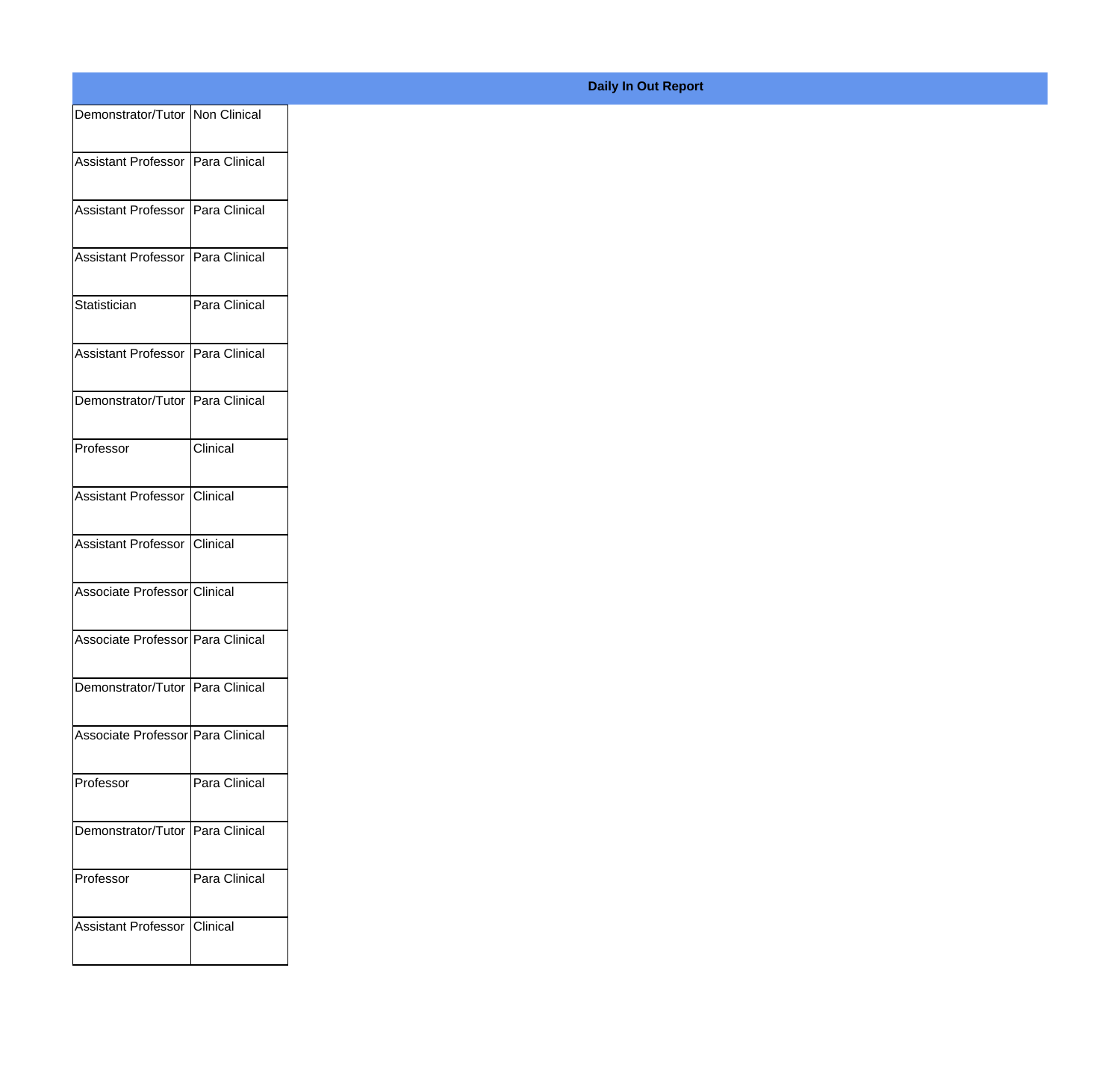**Daily In Out Report**

| | |
|---|---|
| Demonstrator/Tutor | Non Clinical |
| Assistant Professor | Para Clinical |
| Assistant Professor | Para Clinical |
| Assistant Professor | Para Clinical |
| Statistician | Para Clinical |
| Assistant Professor | Para Clinical |
| Demonstrator/Tutor | Para Clinical |
| Professor | Clinical |
| Assistant Professor | Clinical |
| Assistant Professor | Clinical |
| Associate Professor | Clinical |
| Associate Professor | Para Clinical |
| Demonstrator/Tutor | Para Clinical |
| Associate Professor | Para Clinical |
| Professor | Para Clinical |
| Demonstrator/Tutor | Para Clinical |
| Professor | Para Clinical |
| Assistant Professor | Clinical |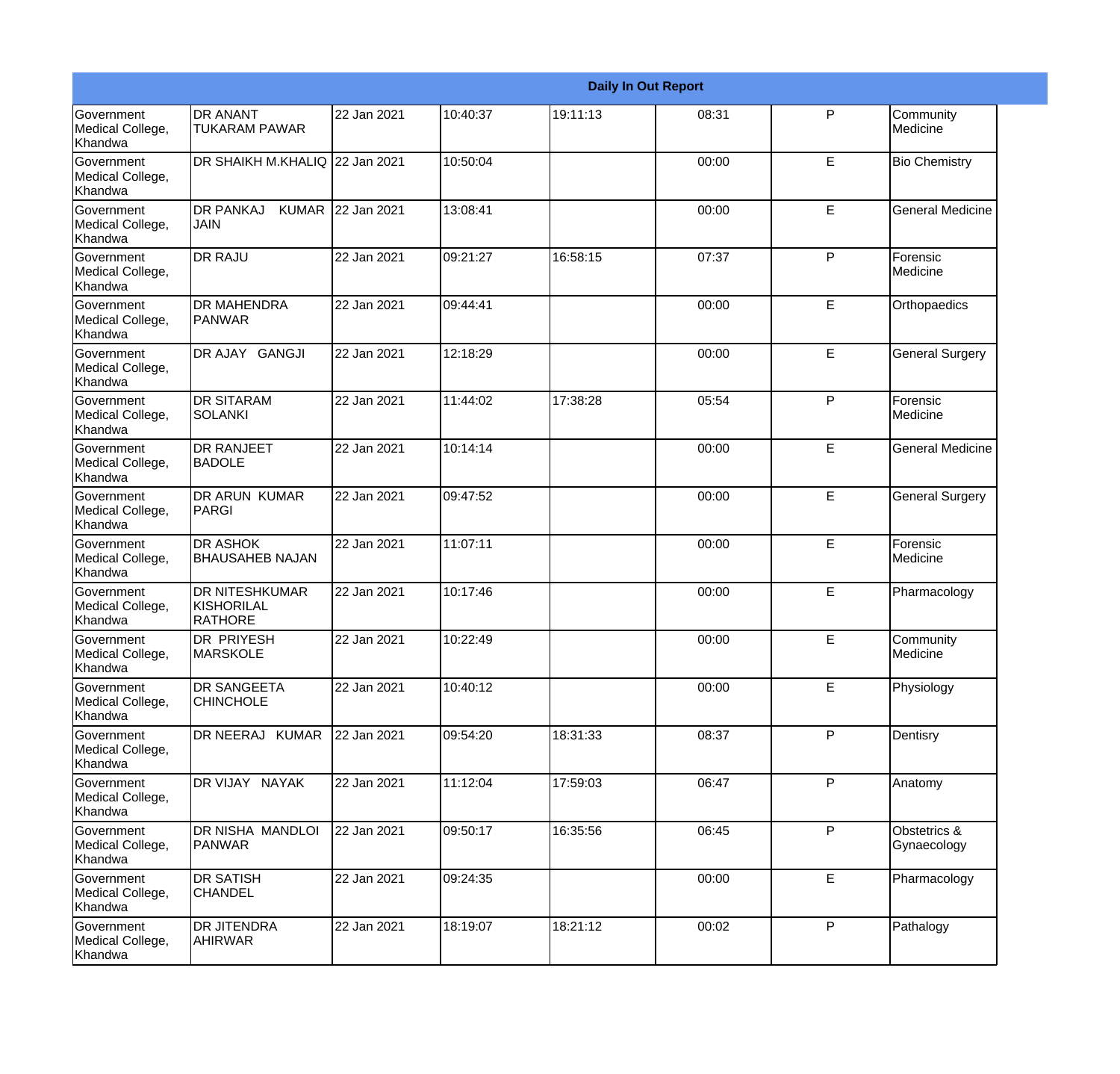| Daily In Out Report | | | | | | | |
|---|---|---|---|---|---|---|---|
| Government Medical College, Khandwa | DR ANANT TUKARAM PAWAR | 22 Jan 2021 | 10:40:37 | 19:11:13 | 08:31 | P | Community Medicine |
| Government Medical College, Khandwa | DR SHAIKH M.KHALIQ | 22 Jan 2021 | 10:50:04 | | 00:00 | E | Bio Chemistry |
| Government Medical College, Khandwa | DR PANKAJ KUMAR JAIN | 22 Jan 2021 | 13:08:41 | | 00:00 | E | General Medicine |
| Government Medical College, Khandwa | DR RAJU | 22 Jan 2021 | 09:21:27 | 16:58:15 | 07:37 | P | Forensic Medicine |
| Government Medical College, Khandwa | DR MAHENDRA PANWAR | 22 Jan 2021 | 09:44:41 | | 00:00 | E | Orthopaedics |
| Government Medical College, Khandwa | DR AJAY GANGJI | 22 Jan 2021 | 12:18:29 | | 00:00 | E | General Surgery |
| Government Medical College, Khandwa | DR SITARAM SOLANKI | 22 Jan 2021 | 11:44:02 | 17:38:28 | 05:54 | P | Forensic Medicine |
| Government Medical College, Khandwa | DR RANJEET BADOLE | 22 Jan 2021 | 10:14:14 | | 00:00 | E | General Medicine |
| Government Medical College, Khandwa | DR ARUN KUMAR PARGI | 22 Jan 2021 | 09:47:52 | | 00:00 | E | General Surgery |
| Government Medical College, Khandwa | DR ASHOK BHAUSAHEB NAJAN | 22 Jan 2021 | 11:07:11 | | 00:00 | E | Forensic Medicine |
| Government Medical College, Khandwa | DR NITESHKUMAR KISHORILAL RATHORE | 22 Jan 2021 | 10:17:46 | | 00:00 | E | Pharmacology |
| Government Medical College, Khandwa | DR PRIYESH MARSKOLE | 22 Jan 2021 | 10:22:49 | | 00:00 | E | Community Medicine |
| Government Medical College, Khandwa | DR SANGEETA CHINCHOLE | 22 Jan 2021 | 10:40:12 | | 00:00 | E | Physiology |
| Government Medical College, Khandwa | DR NEERAJ KUMAR | 22 Jan 2021 | 09:54:20 | 18:31:33 | 08:37 | P | Dentisry |
| Government Medical College, Khandwa | DR VIJAY NAYAK | 22 Jan 2021 | 11:12:04 | 17:59:03 | 06:47 | P | Anatomy |
| Government Medical College, Khandwa | DR NISHA MANDLOI PANWAR | 22 Jan 2021 | 09:50:17 | 16:35:56 | 06:45 | P | Obstetrics & Gynaecology |
| Government Medical College, Khandwa | DR SATISH CHANDEL | 22 Jan 2021 | 09:24:35 | | 00:00 | E | Pharmacology |
| Government Medical College, Khandwa | DR JITENDRA AHIRWAR | 22 Jan 2021 | 18:19:07 | 18:21:12 | 00:02 | P | Pathalogy |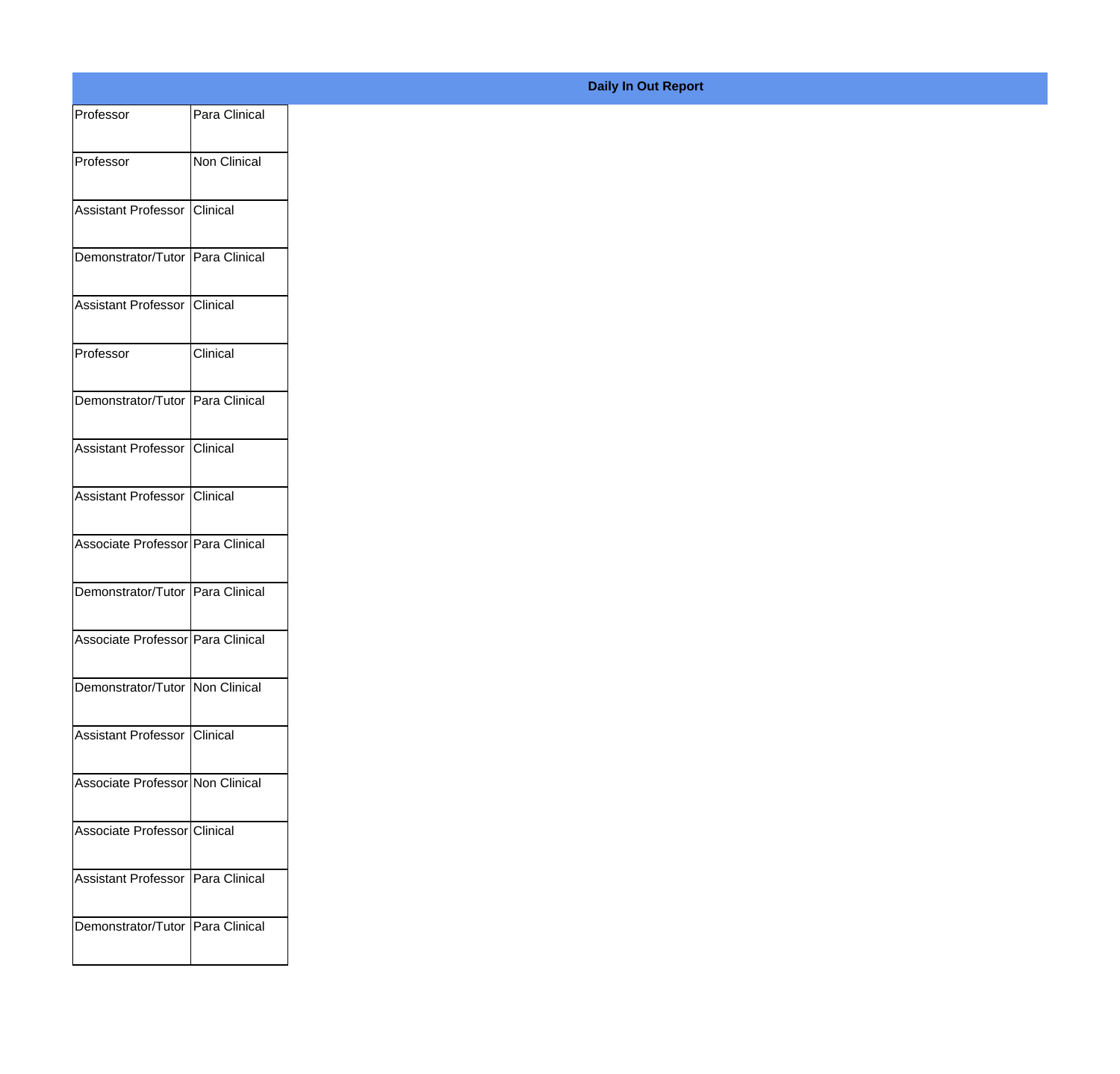**Daily In Out Report**

| | |
|---|---|
| Professor | Para Clinical |
| Professor | Non Clinical |
| Assistant Professor | Clinical |
| Demonstrator/Tutor | Para Clinical |
| Assistant Professor | Clinical |
| Professor | Clinical |
| Demonstrator/Tutor | Para Clinical |
| Assistant Professor | Clinical |
| Assistant Professor | Clinical |
| Associate Professor | Para Clinical |
| Demonstrator/Tutor | Para Clinical |
| Associate Professor | Para Clinical |
| Demonstrator/Tutor | Non Clinical |
| Assistant Professor | Clinical |
| Associate Professor | Non Clinical |
| Associate Professor | Clinical |
| Assistant Professor | Para Clinical |
| Demonstrator/Tutor | Para Clinical |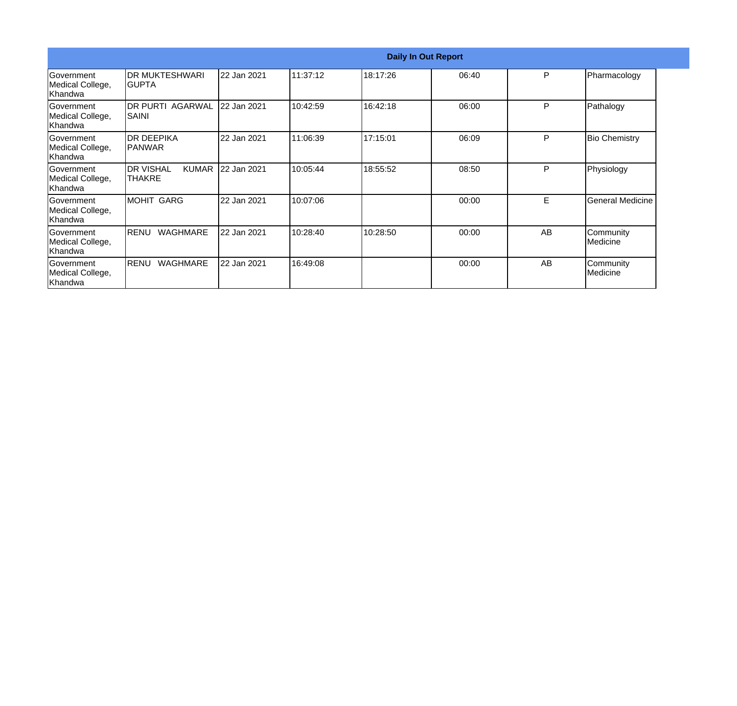| Daily In Out Report | | | | | | | |
|---|---|---|---|---|---|---|---|
| Government Medical College, Khandwa | DR MUKTESHWARI GUPTA | 22 Jan 2021 | 11:37:12 | 18:17:26 | 06:40 | P | Pharmacology |
| Government Medical College, Khandwa | DR PURTI AGARWAL SAINI | 22 Jan 2021 | 10:42:59 | 16:42:18 | 06:00 | P | Pathalogy |
| Government Medical College, Khandwa | DR DEEPIKA PANWAR | 22 Jan 2021 | 11:06:39 | 17:15:01 | 06:09 | P | Bio Chemistry |
| Government Medical College, Khandwa | DR VISHAL KUMAR THAKRE | 22 Jan 2021 | 10:05:44 | 18:55:52 | 08:50 | P | Physiology |
| Government Medical College, Khandwa | MOHIT GARG | 22 Jan 2021 | 10:07:06 | | 00:00 | E | General Medicine |
| Government Medical College, Khandwa | RENU WAGHMARE | 22 Jan 2021 | 10:28:40 | 10:28:50 | 00:00 | AB | Community Medicine |
| Government Medical College, Khandwa | RENU WAGHMARE | 22 Jan 2021 | 16:49:08 | | 00:00 | AB | Community Medicine |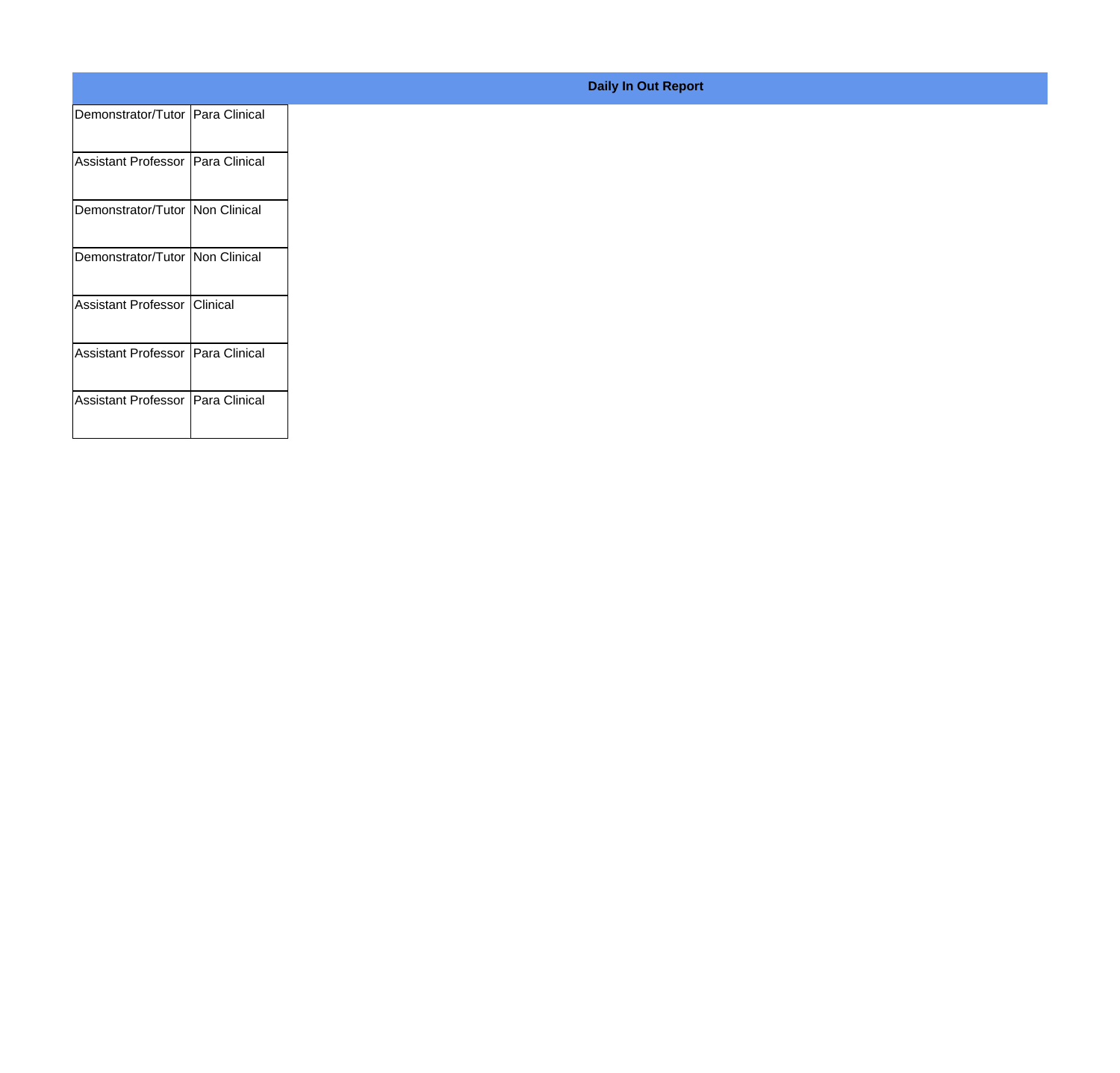**Daily In Out Report**

| | |
|---|---|
| Demonstrator/Tutor | Para Clinical |
| Assistant Professor | Para Clinical |
| Demonstrator/Tutor | Non Clinical |
| Demonstrator/Tutor | Non Clinical |
| Assistant Professor | Clinical |
| Assistant Professor | Para Clinical |
| Assistant Professor | Para Clinical |